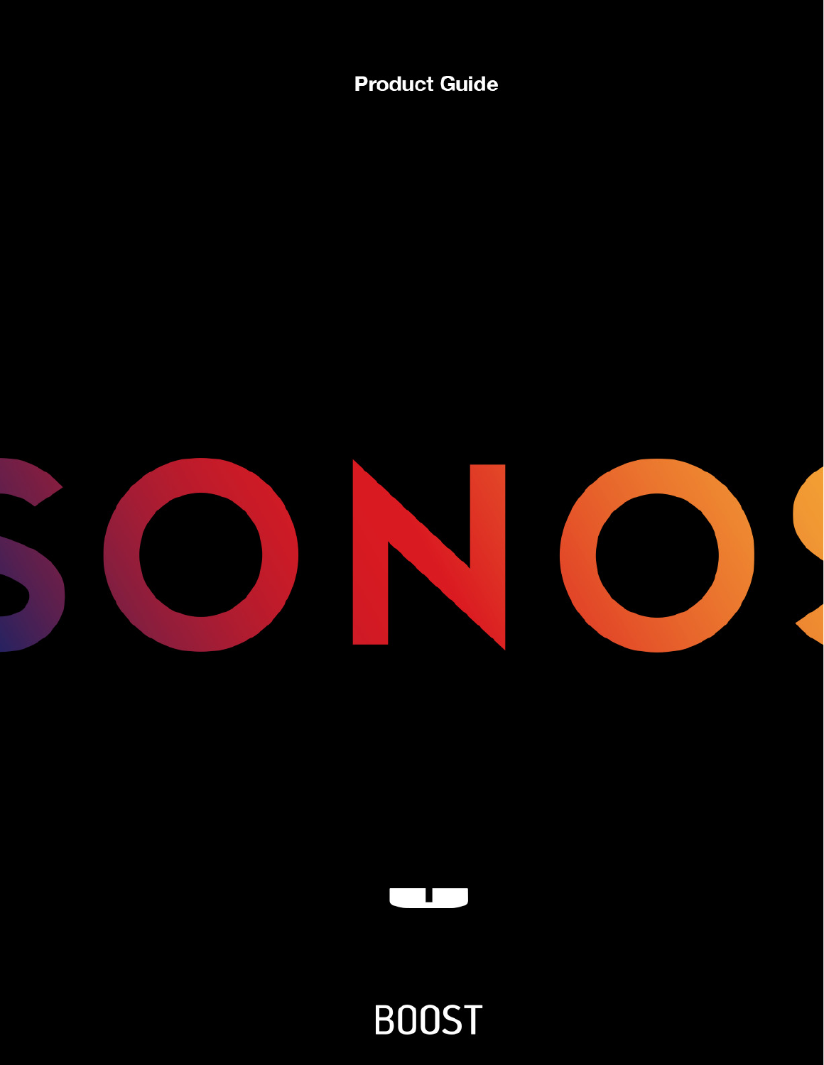Product Guide

# SONOS

# BOOST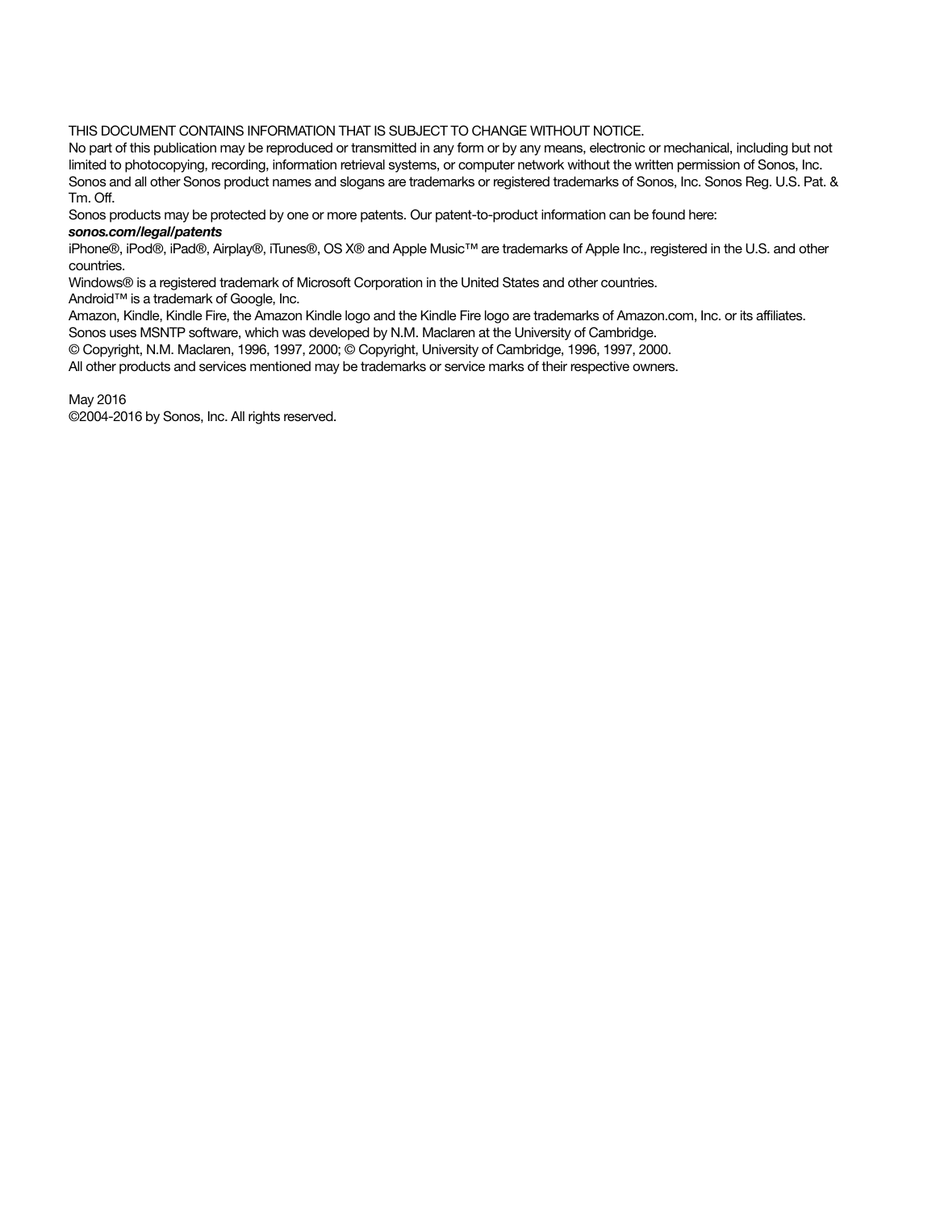THIS DOCUMENT CONTAINS INFORMATION THAT IS SUBJECT TO CHANGE WITHOUT NOTICE.

No part of this publication may be reproduced or transmitted in any form or by any means, electronic or mechanical, including but not limited to photocopying, recording, information retrieval systems, or computer network without the written permission of Sonos, Inc.

Sonos and all other Sonos product names and slogans are trademarks or registered trademarks of Sonos, Inc. Sonos Reg. U.S. Pat. & Tm. Off.

Sonos products may be protected by one or more patents. Our patent-to-product information can be found here:

***sonos.com/legal/patents***

iPhone®, iPod®, iPad®, Airplay®, iTunes®, OS X® and Apple Music™ are trademarks of Apple Inc., registered in the U.S. and other countries.

Windows® is a registered trademark of Microsoft Corporation in the United States and other countries.

Android™ is a trademark of Google, Inc.

Amazon, Kindle, Kindle Fire, the Amazon Kindle logo and the Kindle Fire logo are trademarks of Amazon.com, Inc. or its affiliates.

Sonos uses MSNTP software, which was developed by N.M. Maclaren at the University of Cambridge.

© Copyright, N.M. Maclaren, 1996, 1997, 2000; © Copyright, University of Cambridge, 1996, 1997, 2000.

All other products and services mentioned may be trademarks or service marks of their respective owners.

May 2016

©2004-2016 by Sonos, Inc. All rights reserved.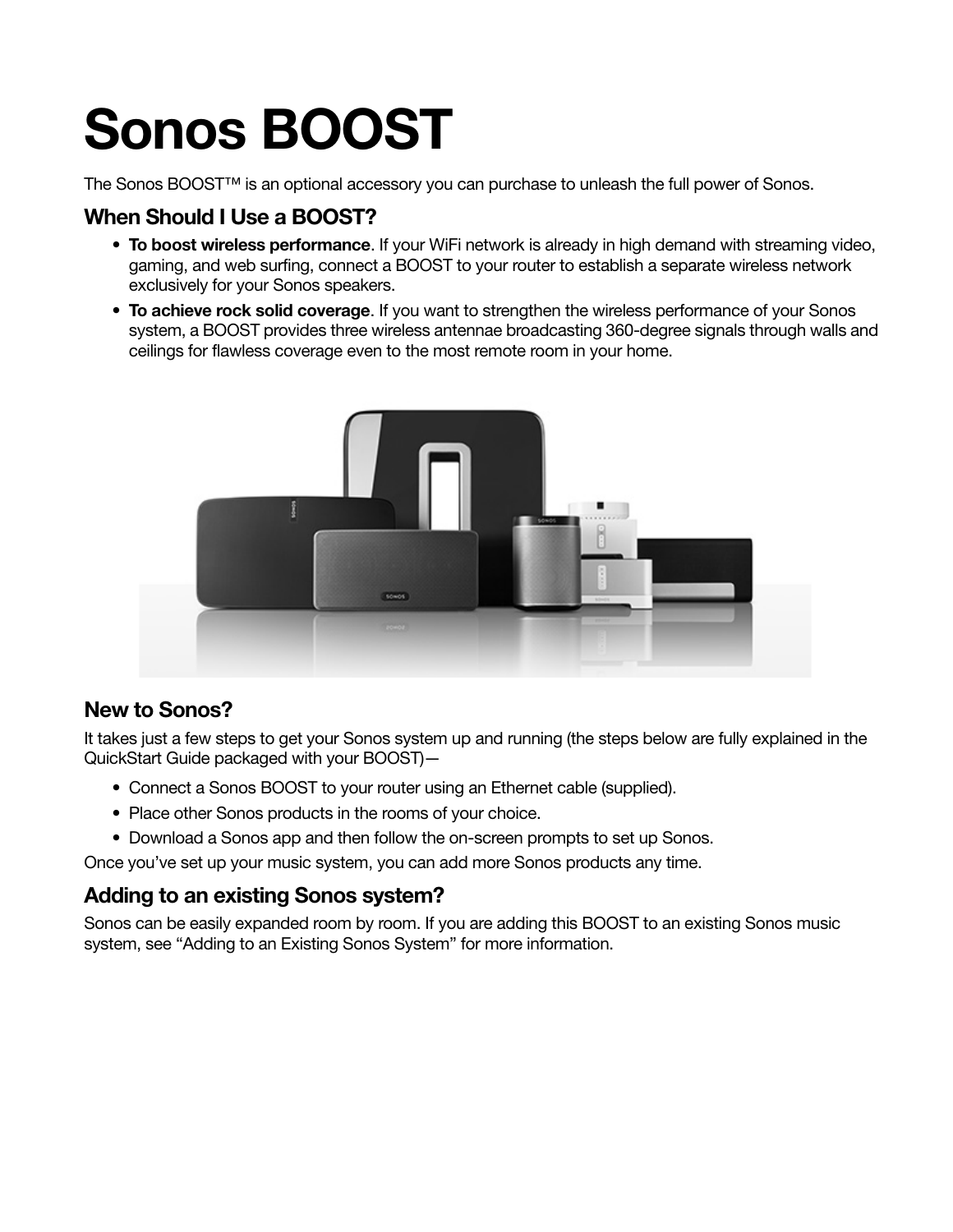# Sonos BOOST

The Sonos BOOST™ is an optional accessory you can purchase to unleash the full power of Sonos.

## When Should I Use a BOOST?

- **To boost wireless performance**. If your WiFi network is already in high demand with streaming video, gaming, and web surfing, connect a BOOST to your router to establish a separate wireless network exclusively for your Sonos speakers.
- **To achieve rock solid coverage**. If you want to strengthen the wireless performance of your Sonos system, a BOOST provides three wireless antennae broadcasting 360-degree signals through walls and ceilings for flawless coverage even to the most remote room in your home.

## New to Sonos?

It takes just a few steps to get your Sonos system up and running (the steps below are fully explained in the QuickStart Guide packaged with your BOOST)—

- Connect a Sonos BOOST to your router using an Ethernet cable (supplied).
- Place other Sonos products in the rooms of your choice.
- Download a Sonos app and then follow the on-screen prompts to set up Sonos.

Once you've set up your music system, you can add more Sonos products any time.

## Adding to an existing Sonos system?

Sonos can be easily expanded room by room. If you are adding this BOOST to an existing Sonos music system, see "Adding to an Existing Sonos System" for more information.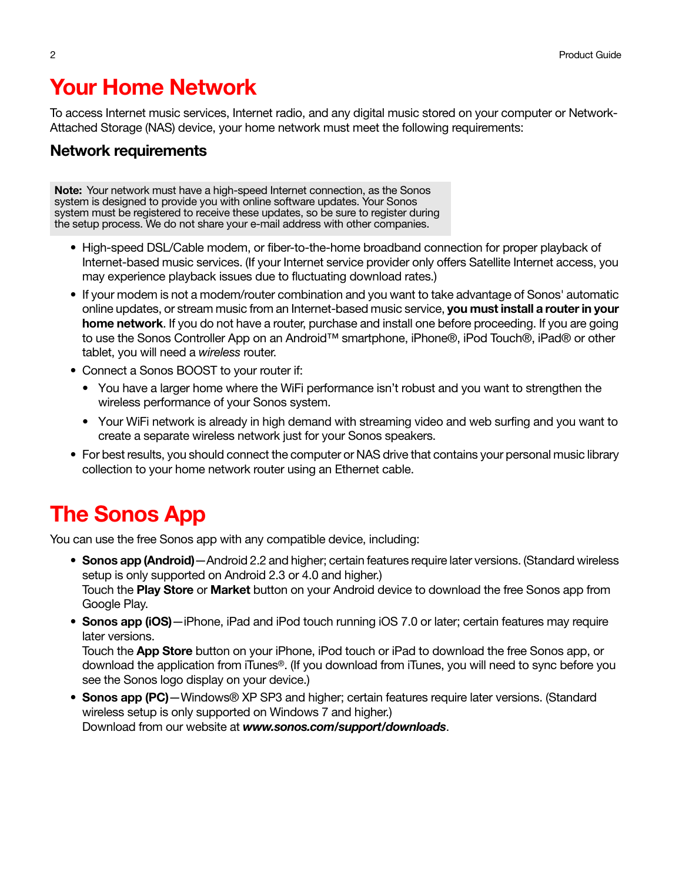# Your Home Network

To access Internet music services, Internet radio, and any digital music stored on your computer or Network-Attached Storage (NAS) device, your home network must meet the following requirements:

## Network requirements

> **Note:** Your network must have a high-speed Internet connection, as the Sonos system is designed to provide you with online software updates. Your Sonos system must be registered to receive these updates, so be sure to register during the setup process. We do not share your e-mail address with other companies.

- High-speed DSL/Cable modem, or fiber-to-the-home broadband connection for proper playback of Internet-based music services. (If your Internet service provider only offers Satellite Internet access, you may experience playback issues due to fluctuating download rates.)
- If your modem is not a modem/router combination and you want to take advantage of Sonos' automatic online updates, or stream music from an Internet-based music service, **you must install a router in your home network**. If you do not have a router, purchase and install one before proceeding. If you are going to use the Sonos Controller App on an Android™ smartphone, iPhone®, iPod Touch®, iPad® or other tablet, you will need a *wireless* router.
- Connect a Sonos BOOST to your router if:
  - You have a larger home where the WiFi performance isn't robust and you want to strengthen the wireless performance of your Sonos system.
  - Your WiFi network is already in high demand with streaming video and web surfing and you want to create a separate wireless network just for your Sonos speakers.
- For best results, you should connect the computer or NAS drive that contains your personal music library collection to your home network router using an Ethernet cable.

# The Sonos App

You can use the free Sonos app with any compatible device, including:

- **Sonos app (Android)**—Android 2.2 and higher; certain features require later versions. (Standard wireless setup is only supported on Android 2.3 or 4.0 and higher.)
  Touch the **Play Store** or **Market** button on your Android device to download the free Sonos app from Google Play.
- **Sonos app (iOS)**—iPhone, iPad and iPod touch running iOS 7.0 or later; certain features may require later versions.
  Touch the **App Store** button on your iPhone, iPod touch or iPad to download the free Sonos app, or download the application from iTunes®. (If you download from iTunes, you will need to sync before you see the Sonos logo display on your device.)
- **Sonos app (PC)**—Windows® XP SP3 and higher; certain features require later versions. (Standard wireless setup is only supported on Windows 7 and higher.)
  Download from our website at ***www.sonos.com/support/downloads***.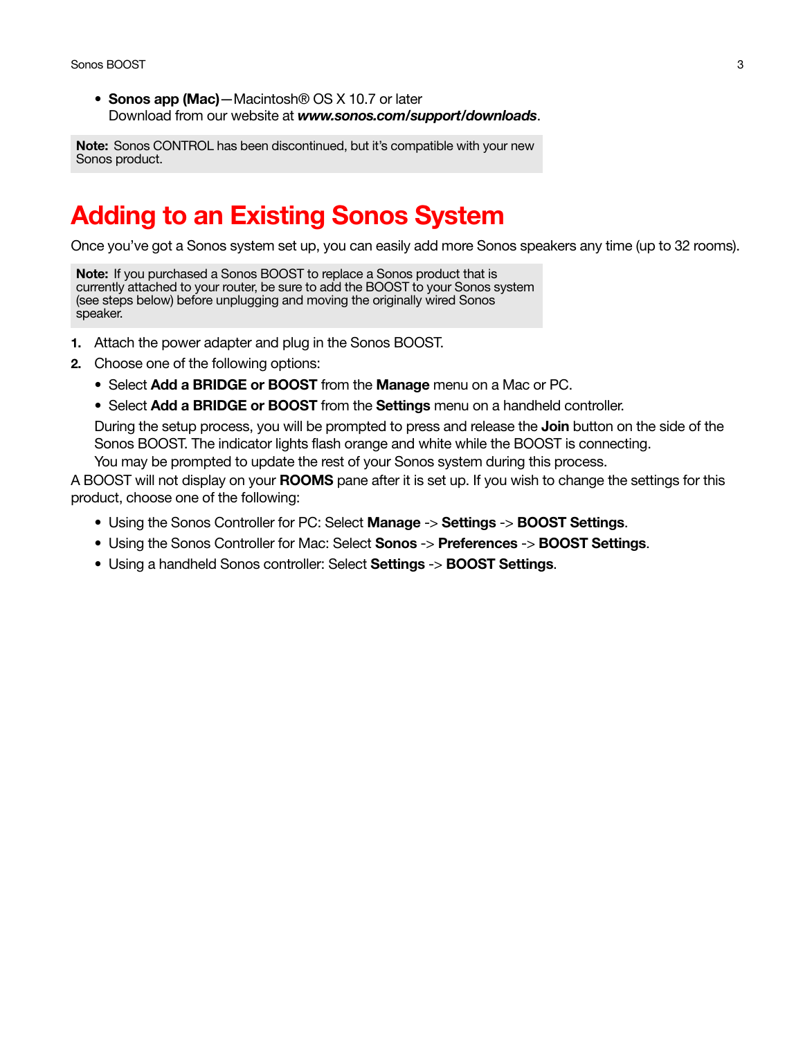- **Sonos app (Mac)**—Macintosh® OS X 10.7 or later
  Download from our website at ***www.sonos.com/support/downloads***.

**Note:** Sonos CONTROL has been discontinued, but it's compatible with your new Sonos product.

# Adding to an Existing Sonos System

Once you've got a Sonos system set up, you can easily add more Sonos speakers any time (up to 32 rooms).

**Note:** If you purchased a Sonos BOOST to replace a Sonos product that is currently attached to your router, be sure to add the BOOST to your Sonos system (see steps below) before unplugging and moving the originally wired Sonos speaker.

1. Attach the power adapter and plug in the Sonos BOOST.
2. Choose one of the following options:
   - Select **Add a BRIDGE or BOOST** from the **Manage** menu on a Mac or PC.
   - Select **Add a BRIDGE or BOOST** from the **Settings** menu on a handheld controller.

   During the setup process, you will be prompted to press and release the **Join** button on the side of the Sonos BOOST. The indicator lights flash orange and white while the BOOST is connecting.
   You may be prompted to update the rest of your Sonos system during this process.

A BOOST will not display on your **ROOMS** pane after it is set up. If you wish to change the settings for this product, choose one of the following:

- Using the Sonos Controller for PC: Select **Manage** -> **Settings** -> **BOOST Settings**.
- Using the Sonos Controller for Mac: Select **Sonos** -> **Preferences** -> **BOOST Settings**.
- Using a handheld Sonos controller: Select **Settings** -> **BOOST Settings**.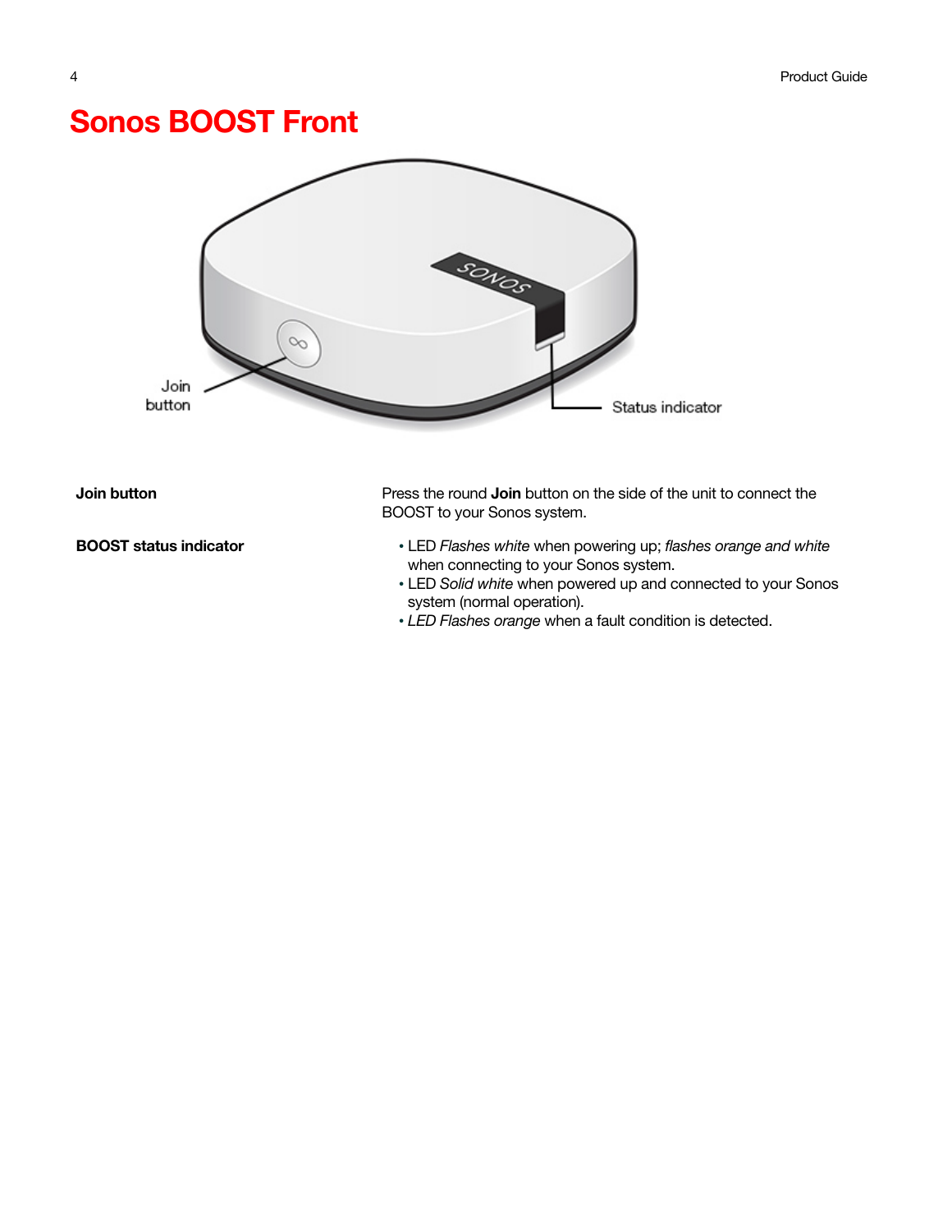# Sonos BOOST Front

| | |
|---|---|
| **Join button** | Press the round **Join** button on the side of the unit to connect the BOOST to your Sonos system. |
| **BOOST status indicator** | • LED *Flashes white* when powering up; *flashes orange and white* when connecting to your Sonos system.<br>• LED *Solid white* when powered up and connected to your Sonos system (normal operation).<br>• *LED Flashes orange* when a fault condition is detected. |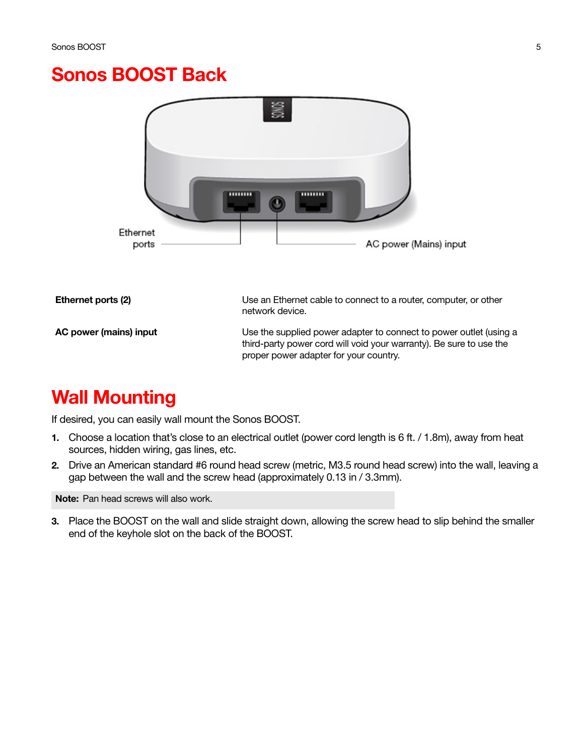# Sonos BOOST Back

Ethernet ports

AC power (Mains) input

| | |
|---|---|
| **Ethernet ports (2)** | Use an Ethernet cable to connect to a router, computer, or other network device. |
| **AC power (mains) input** | Use the supplied power adapter to connect to power outlet (using a third-party power cord will void your warranty). Be sure to use the proper power adapter for your country. |

# Wall Mounting

If desired, you can easily wall mount the Sonos BOOST.

1. Choose a location that's close to an electrical outlet (power cord length is 6 ft. / 1.8m), away from heat sources, hidden wiring, gas lines, etc.
2. Drive an American standard #6 round head screw (metric, M3.5 round head screw) into the wall, leaving a gap between the wall and the screw head (approximately 0.13 in / 3.3mm).

**Note:** Pan head screws will also work.

3. Place the BOOST on the wall and slide straight down, allowing the screw head to slip behind the smaller end of the keyhole slot on the back of the BOOST.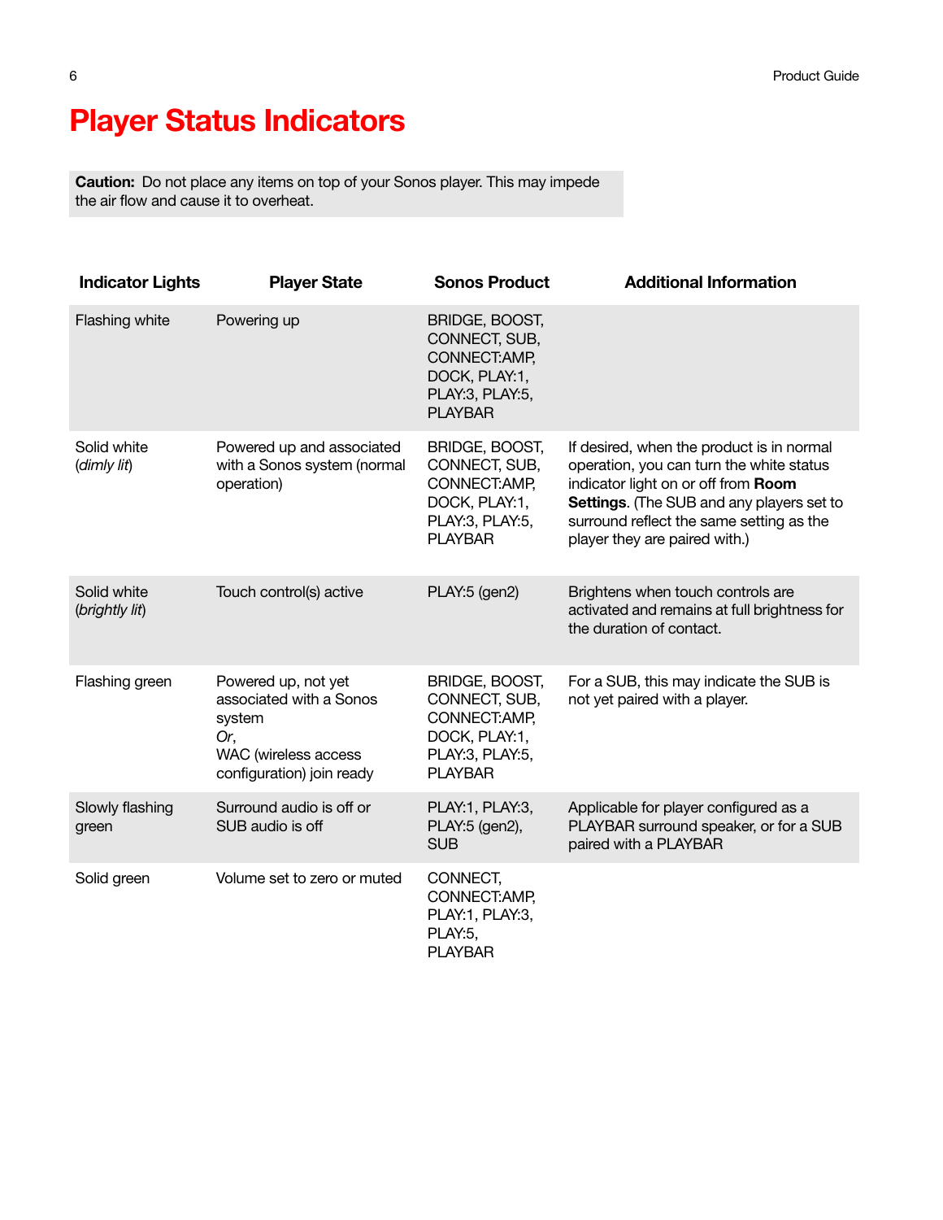# Player Status Indicators

**Caution:** Do not place any items on top of your Sonos player. This may impede the air flow and cause it to overheat.

| Indicator Lights | Player State | Sonos Product | Additional Information |
|---|---|---|---|
| Flashing white | Powering up | BRIDGE, BOOST, CONNECT, SUB, CONNECT:AMP, DOCK, PLAY:1, PLAY:3, PLAY:5, PLAYBAR | |
| Solid white (*dimly lit*) | Powered up and associated with a Sonos system (normal operation) | BRIDGE, BOOST, CONNECT, SUB, CONNECT:AMP, DOCK, PLAY:1, PLAY:3, PLAY:5, PLAYBAR | If desired, when the product is in normal operation, you can turn the white status indicator light on or off from **Room Settings**. (The SUB and any players set to surround reflect the same setting as the player they are paired with.) |
| Solid white (*brightly lit*) | Touch control(s) active | PLAY:5 (gen2) | Brightens when touch controls are activated and remains at full brightness for the duration of contact. |
| Flashing green | Powered up, not yet associated with a Sonos system *Or*, WAC (wireless access configuration) join ready | BRIDGE, BOOST, CONNECT, SUB, CONNECT:AMP, DOCK, PLAY:1, PLAY:3, PLAY:5, PLAYBAR | For a SUB, this may indicate the SUB is not yet paired with a player. |
| Slowly flashing green | Surround audio is off or SUB audio is off | PLAY:1, PLAY:3, PLAY:5 (gen2), SUB | Applicable for player configured as a PLAYBAR surround speaker, or for a SUB paired with a PLAYBAR |
| Solid green | Volume set to zero or muted | CONNECT, CONNECT:AMP, PLAY:1, PLAY:3, PLAY:5, PLAYBAR | |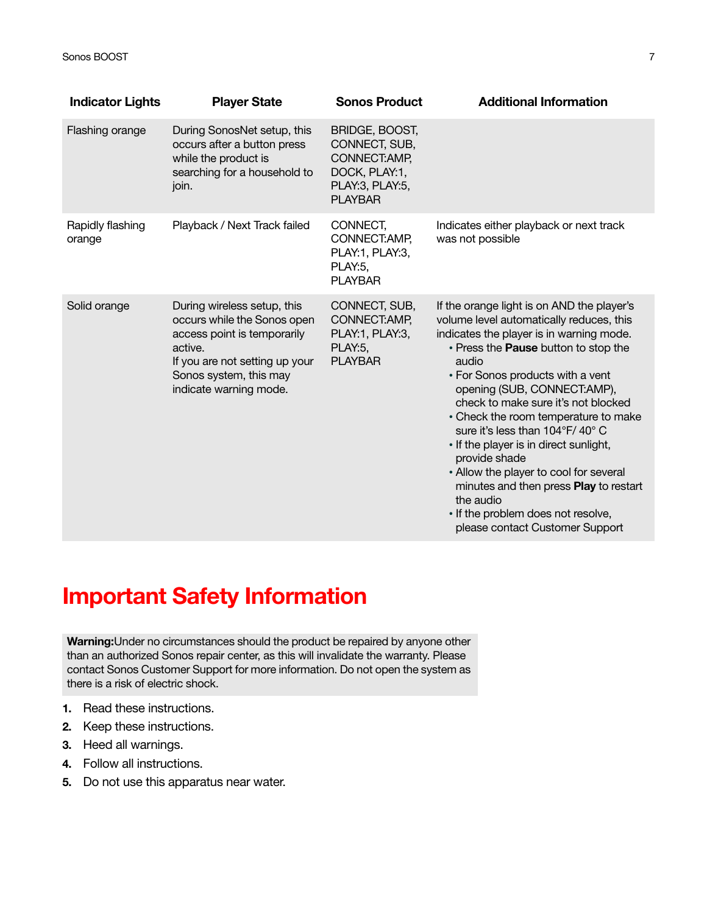| Indicator Lights | Player State | Sonos Product | Additional Information |
|---|---|---|---|
| Flashing orange | During SonosNet setup, this occurs after a button press while the product is searching for a household to join. | BRIDGE, BOOST, CONNECT, SUB, CONNECT:AMP, DOCK, PLAY:1, PLAY:3, PLAY:5, PLAYBAR | |
| Rapidly flashing orange | Playback / Next Track failed | CONNECT, CONNECT:AMP, PLAY:1, PLAY:3, PLAY:5, PLAYBAR | Indicates either playback or next track was not possible |
| Solid orange | During wireless setup, this occurs while the Sonos open access point is temporarily active.<br>If you are not setting up your Sonos system, this may indicate warning mode. | CONNECT, SUB, CONNECT:AMP, PLAY:1, PLAY:3, PLAY:5, PLAYBAR | If the orange light is on AND the player's volume level automatically reduces, this indicates the player is in warning mode.<br>• Press the **Pause** button to stop the audio<br>• For Sonos products with a vent opening (SUB, CONNECT:AMP), check to make sure it's not blocked<br>• Check the room temperature to make sure it's less than 104°F/ 40° C<br>• If the player is in direct sunlight, provide shade<br>• Allow the player to cool for several minutes and then press **Play** to restart the audio<br>• If the problem does not resolve, please contact Customer Support |

# Important Safety Information

**Warning:** Under no circumstances should the product be repaired by anyone other than an authorized Sonos repair center, as this will invalidate the warranty. Please contact Sonos Customer Support for more information. Do not open the system as there is a risk of electric shock.

1. Read these instructions.
2. Keep these instructions.
3. Heed all warnings.
4. Follow all instructions.
5. Do not use this apparatus near water.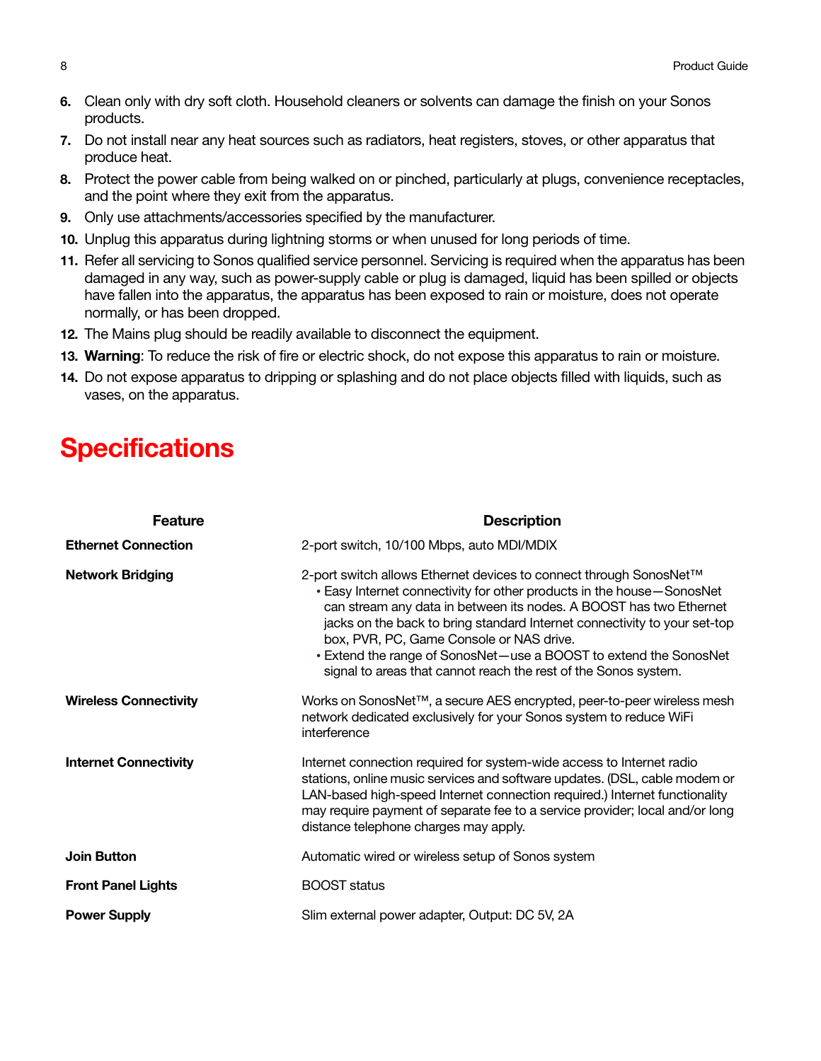6. Clean only with dry soft cloth. Household cleaners or solvents can damage the finish on your Sonos products.
7. Do not install near any heat sources such as radiators, heat registers, stoves, or other apparatus that produce heat.
8. Protect the power cable from being walked on or pinched, particularly at plugs, convenience receptacles, and the point where they exit from the apparatus.
9. Only use attachments/accessories specified by the manufacturer.
10. Unplug this apparatus during lightning storms or when unused for long periods of time.
11. Refer all servicing to Sonos qualified service personnel. Servicing is required when the apparatus has been damaged in any way, such as power-supply cable or plug is damaged, liquid has been spilled or objects have fallen into the apparatus, the apparatus has been exposed to rain or moisture, does not operate normally, or has been dropped.
12. The Mains plug should be readily available to disconnect the equipment.
13. **Warning**: To reduce the risk of fire or electric shock, do not expose this apparatus to rain or moisture.
14. Do not expose apparatus to dripping or splashing and do not place objects filled with liquids, such as vases, on the apparatus.

# Specifications

| Feature | Description |
|---|---|
| **Ethernet Connection** | 2-port switch, 10/100 Mbps, auto MDI/MDIX |
| **Network Bridging** | 2-port switch allows Ethernet devices to connect through SonosNet™<br>• Easy Internet connectivity for other products in the house—SonosNet can stream any data in between its nodes. A BOOST has two Ethernet jacks on the back to bring standard Internet connectivity to your set-top box, PVR, PC, Game Console or NAS drive.<br>• Extend the range of SonosNet—use a BOOST to extend the SonosNet signal to areas that cannot reach the rest of the Sonos system. |
| **Wireless Connectivity** | Works on SonosNet™, a secure AES encrypted, peer-to-peer wireless mesh network dedicated exclusively for your Sonos system to reduce WiFi interference |
| **Internet Connectivity** | Internet connection required for system-wide access to Internet radio stations, online music services and software updates. (DSL, cable modem or LAN-based high-speed Internet connection required.) Internet functionality may require payment of separate fee to a service provider; local and/or long distance telephone charges may apply. |
| **Join Button** | Automatic wired or wireless setup of Sonos system |
| **Front Panel Lights** | BOOST status |
| **Power Supply** | Slim external power adapter, Output: DC 5V, 2A |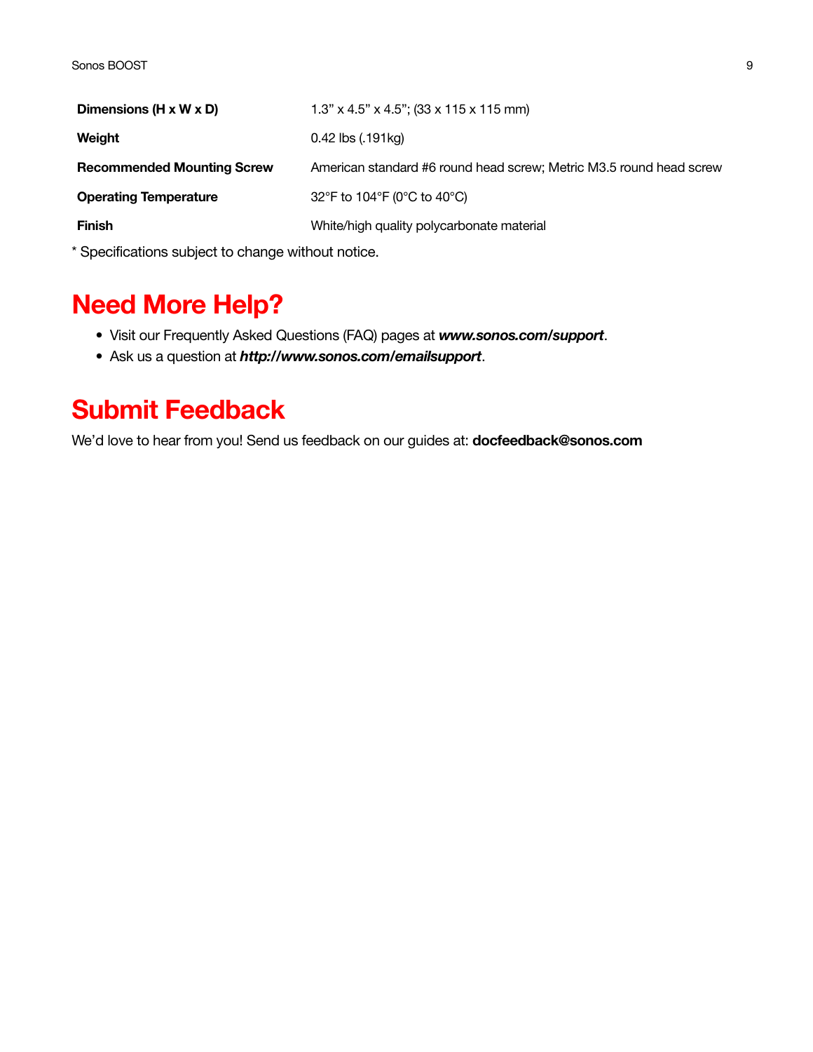| | |
|---|---|
| **Dimensions (H x W x D)** | 1.3" x 4.5" x 4.5"; (33 x 115 x 115 mm) |
| **Weight** | 0.42 lbs (.191kg) |
| **Recommended Mounting Screw** | American standard #6 round head screw; Metric M3.5 round head screw |
| **Operating Temperature** | 32°F to 104°F (0°C to 40°C) |
| **Finish** | White/high quality polycarbonate material |

* Specifications subject to change without notice.

# Need More Help?

- Visit our Frequently Asked Questions (FAQ) pages at ***www.sonos.com/support***.
- Ask us a question at ***http://www.sonos.com/emailsupport***.

# Submit Feedback

We'd love to hear from you! Send us feedback on our guides at: **docfeedback@sonos.com**